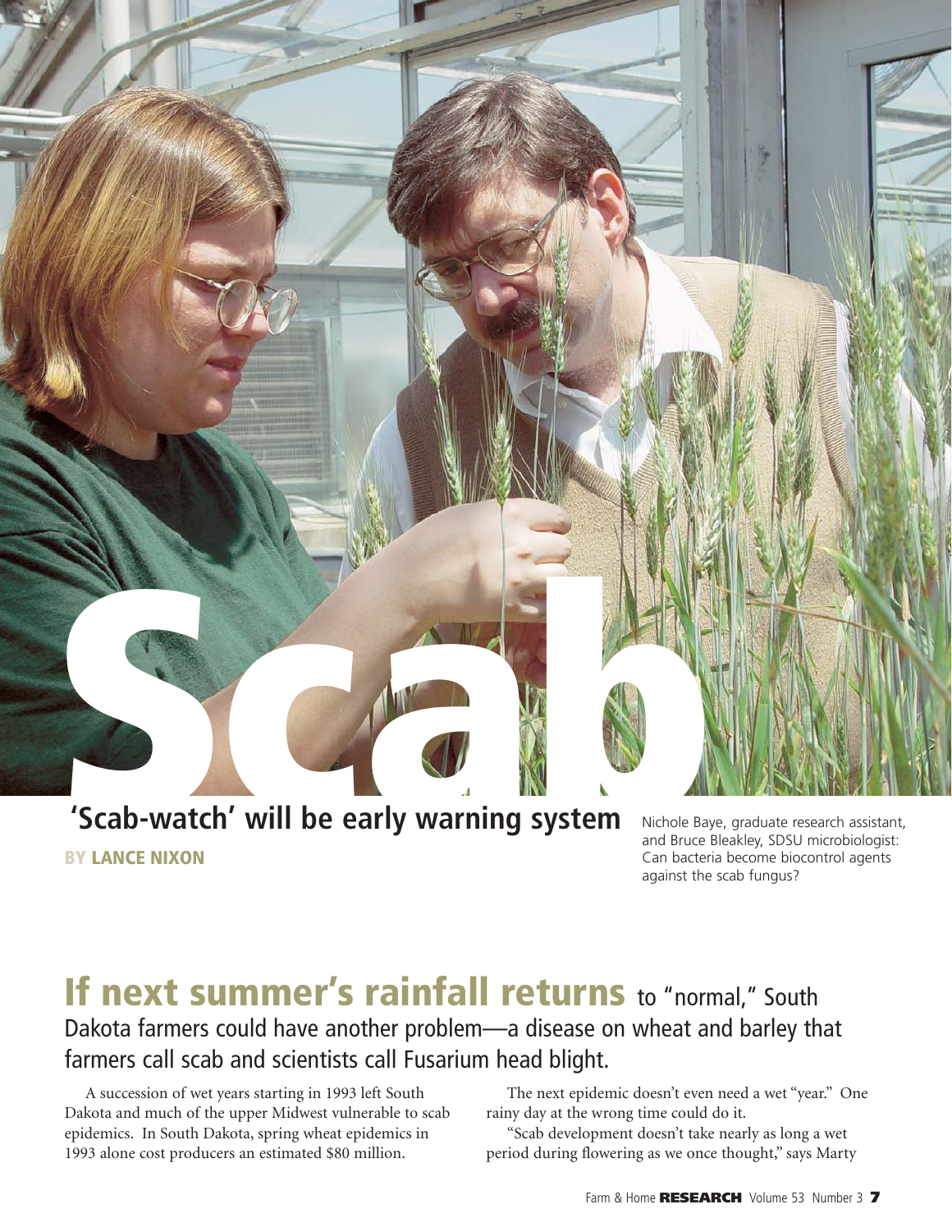# Scab

## 'Scab-watch' will be early warning system

**BY LANCE NIXON**

Nichole Baye, graduate research assistant, and Bruce Bleakley, SDSU microbiologist: Can bacteria become biocontrol agents against the scab fungus?

## **If next summer's rainfall returns** to "normal," South Dakota farmers could have another problem—a disease on wheat and barley that farmers call scab and scientists call Fusarium head blight.

A succession of wet years starting in 1993 left South Dakota and much of the upper Midwest vulnerable to scab epidemics. In South Dakota, spring wheat epidemics in 1993 alone cost producers an estimated $80 million.

The next epidemic doesn't even need a wet "year." One rainy day at the wrong time could do it.

"Scab development doesn't take nearly as long a wet period during flowering as we once thought," says Marty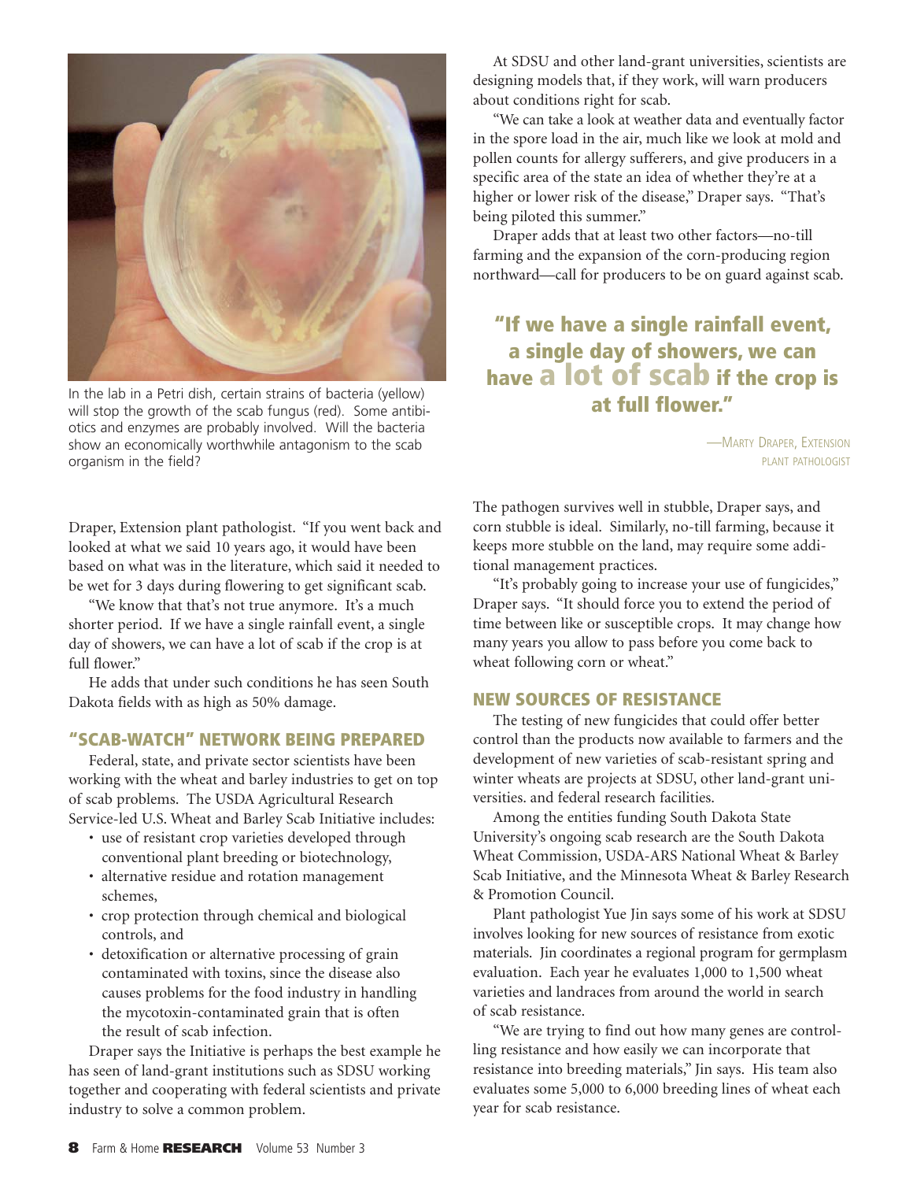In the lab in a Petri dish, certain strains of bacteria (yellow) will stop the growth of the scab fungus (red). Some antibiotics and enzymes are probably involved. Will the bacteria show an economically worthwhile antagonism to the scab organism in the field?

Draper, Extension plant pathologist. "If you went back and looked at what we said 10 years ago, it would have been based on what was in the literature, which said it needed to be wet for 3 days during flowering to get significant scab.

"We know that that's not true anymore. It's a much shorter period. If we have a single rainfall event, a single day of showers, we can have a lot of scab if the crop is at full flower."

He adds that under such conditions he has seen South Dakota fields with as high as 50% damage.

## "SCAB-WATCH" NETWORK BEING PREPARED

Federal, state, and private sector scientists have been working with the wheat and barley industries to get on top of scab problems. The USDA Agricultural Research Service-led U.S. Wheat and Barley Scab Initiative includes:

- use of resistant crop varieties developed through conventional plant breeding or biotechnology,
- alternative residue and rotation management schemes,
- crop protection through chemical and biological controls, and
- detoxification or alternative processing of grain contaminated with toxins, since the disease also causes problems for the food industry in handling the mycotoxin-contaminated grain that is often the result of scab infection.

Draper says the Initiative is perhaps the best example he has seen of land-grant institutions such as SDSU working together and cooperating with federal scientists and private industry to solve a common problem.

At SDSU and other land-grant universities, scientists are designing models that, if they work, will warn producers about conditions right for scab.

"We can take a look at weather data and eventually factor in the spore load in the air, much like we look at mold and pollen counts for allergy sufferers, and give producers in a specific area of the state an idea of whether they're at a higher or lower risk of the disease," Draper says. "That's being piloted this summer."

Draper adds that at least two other factors—no-till farming and the expansion of the corn-producing region northward—call for producers to be on guard against scab.

> **"If we have a single rainfall event, a single day of showers, we can have a lot of scab if the crop is at full flower."**
>
> —Marty Draper, Extension plant pathologist

The pathogen survives well in stubble, Draper says, and corn stubble is ideal. Similarly, no-till farming, because it keeps more stubble on the land, may require some additional management practices.

"It's probably going to increase your use of fungicides," Draper says. "It should force you to extend the period of time between like or susceptible crops. It may change how many years you allow to pass before you come back to wheat following corn or wheat."

## NEW SOURCES OF RESISTANCE

The testing of new fungicides that could offer better control than the products now available to farmers and the development of new varieties of scab-resistant spring and winter wheats are projects at SDSU, other land-grant universities. and federal research facilities.

Among the entities funding South Dakota State University's ongoing scab research are the South Dakota Wheat Commission, USDA-ARS National Wheat & Barley Scab Initiative, and the Minnesota Wheat & Barley Research & Promotion Council.

Plant pathologist Yue Jin says some of his work at SDSU involves looking for new sources of resistance from exotic materials. Jin coordinates a regional program for germplasm evaluation. Each year he evaluates 1,000 to 1,500 wheat varieties and landraces from around the world in search of scab resistance.

"We are trying to find out how many genes are controlling resistance and how easily we can incorporate that resistance into breeding materials," Jin says. His team also evaluates some 5,000 to 6,000 breeding lines of wheat each year for scab resistance.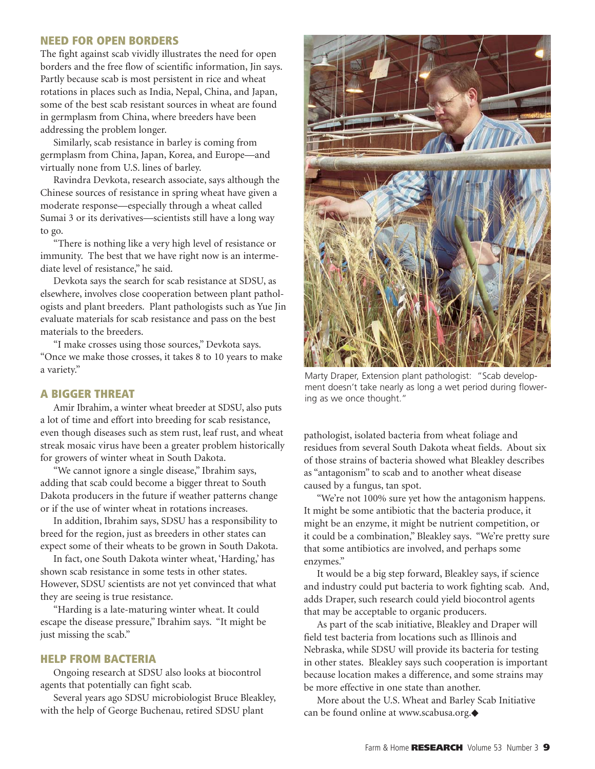## NEED FOR OPEN BORDERS

The fight against scab vividly illustrates the need for open borders and the free flow of scientific information, Jin says. Partly because scab is most persistent in rice and wheat rotations in places such as India, Nepal, China, and Japan, some of the best scab resistant sources in wheat are found in germplasm from China, where breeders have been addressing the problem longer.

Similarly, scab resistance in barley is coming from germplasm from China, Japan, Korea, and Europe—and virtually none from U.S. lines of barley.

Ravindra Devkota, research associate, says although the Chinese sources of resistance in spring wheat have given a moderate response—especially through a wheat called Sumai 3 or its derivatives—scientists still have a long way to go.

"There is nothing like a very high level of resistance or immunity. The best that we have right now is an intermediate level of resistance," he said.

Devkota says the search for scab resistance at SDSU, as elsewhere, involves close cooperation between plant pathologists and plant breeders. Plant pathologists such as Yue Jin evaluate materials for scab resistance and pass on the best materials to the breeders.

"I make crosses using those sources," Devkota says. "Once we make those crosses, it takes 8 to 10 years to make a variety."

## A BIGGER THREAT

Amir Ibrahim, a winter wheat breeder at SDSU, also puts a lot of time and effort into breeding for scab resistance, even though diseases such as stem rust, leaf rust, and wheat streak mosaic virus have been a greater problem historically for growers of winter wheat in South Dakota.

"We cannot ignore a single disease," Ibrahim says, adding that scab could become a bigger threat to South Dakota producers in the future if weather patterns change or if the use of winter wheat in rotations increases.

In addition, Ibrahim says, SDSU has a responsibility to breed for the region, just as breeders in other states can expect some of their wheats to be grown in South Dakota.

In fact, one South Dakota winter wheat, 'Harding,' has shown scab resistance in some tests in other states. However, SDSU scientists are not yet convinced that what they are seeing is true resistance.

"Harding is a late-maturing winter wheat. It could escape the disease pressure," Ibrahim says. "It might be just missing the scab."

## HELP FROM BACTERIA

Ongoing research at SDSU also looks at biocontrol agents that potentially can fight scab.

Several years ago SDSU microbiologist Bruce Bleakley, with the help of George Buchenau, retired SDSU plant pathologist, isolated bacteria from wheat foliage and residues from several South Dakota wheat fields. About six of those strains of bacteria showed what Bleakley describes as "antagonism" to scab and to another wheat disease caused by a fungus, tan spot.

Marty Draper, Extension plant pathologist: "Scab development doesn't take nearly as long a wet period during flowering as we once thought."

"We're not 100% sure yet how the antagonism happens. It might be some antibiotic that the bacteria produce, it might be an enzyme, it might be nutrient competition, or it could be a combination," Bleakley says. "We're pretty sure that some antibiotics are involved, and perhaps some enzymes."

It would be a big step forward, Bleakley says, if science and industry could put bacteria to work fighting scab. And, adds Draper, such research could yield biocontrol agents that may be acceptable to organic producers.

As part of the scab initiative, Bleakley and Draper will field test bacteria from locations such as Illinois and Nebraska, while SDSU will provide its bacteria for testing in other states. Bleakley says such cooperation is important because location makes a difference, and some strains may be more effective in one state than another.

More about the U.S. Wheat and Barley Scab Initiative can be found online at www.scabusa.org.◆